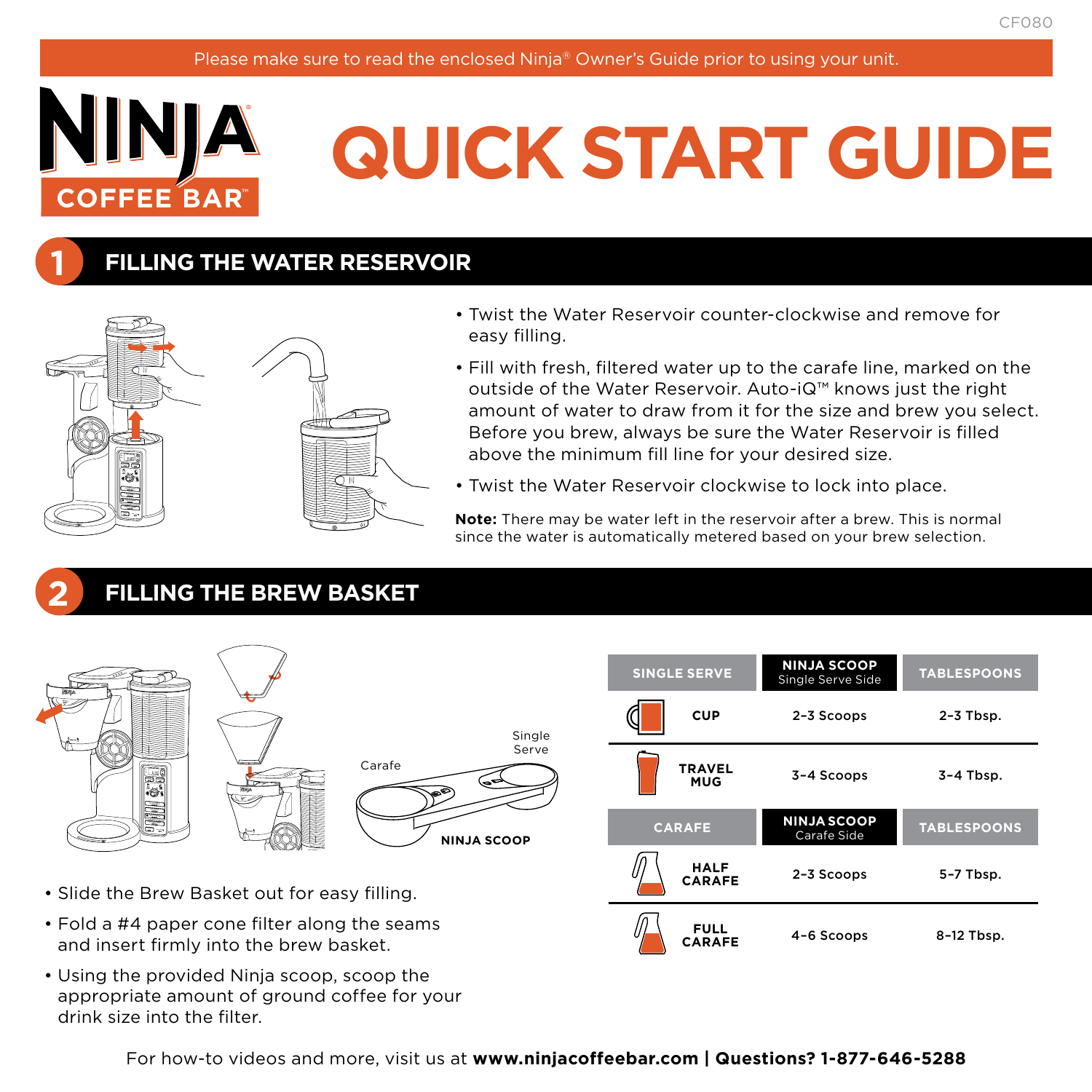CF080

Please make sure to read the enclosed Ninja® Owner's Guide prior to using your unit.

NINJA COFFEE BAR™

# QUICK START GUIDE

## 1 FILLING THE WATER RESERVOIR

- Twist the Water Reservoir counter-clockwise and remove for easy filling.
- Fill with fresh, filtered water up to the carafe line, marked on the outside of the Water Reservoir. Auto-iQ™ knows just the right amount of water to draw from it for the size and brew you select. Before you brew, always be sure the Water Reservoir is filled above the minimum fill line for your desired size.
- Twist the Water Reservoir clockwise to lock into place.

**Note:** There may be water left in the reservoir after a brew. This is normal since the water is automatically metered based on your brew selection.

## 2 FILLING THE BREW BASKET

Single Serve

Carafe

NINJA SCOOP

- Slide the Brew Basket out for easy filling.
- Fold a #4 paper cone filter along the seams and insert firmly into the brew basket.
- Using the provided Ninja scoop, scoop the appropriate amount of ground coffee for your drink size into the filter.

| SINGLE SERVE | NINJA SCOOP Single Serve Side | TABLESPOONS |
|---|---|---|
| CUP | 2-3 Scoops | 2-3 Tbsp. |
| TRAVEL MUG | 3-4 Scoops | 3-4 Tbsp. |
| **CARAFE** | **NINJA SCOOP Carafe Side** | **TABLESPOONS** |
| HALF CARAFE | 2-3 Scoops | 5-7 Tbsp. |
| FULL CARAFE | 4-6 Scoops | 8-12 Tbsp. |

For how-to videos and more, visit us at **www.ninjacoffeebar.com | Questions? 1-877-646-5288**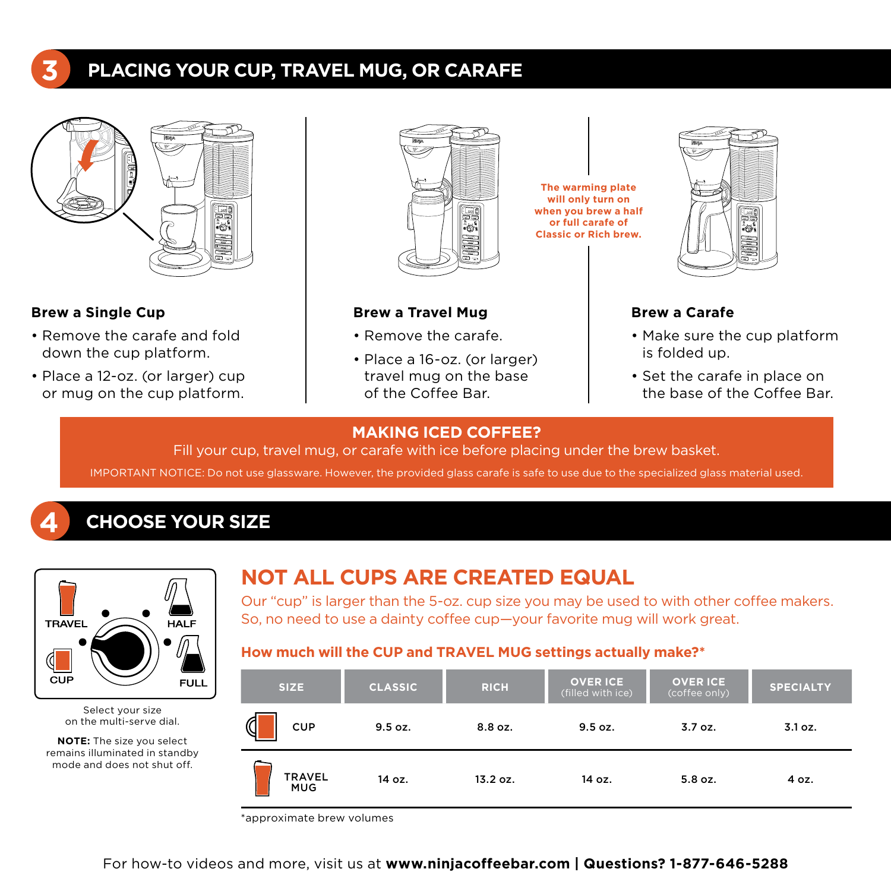# 3 PLACING YOUR CUP, TRAVEL MUG, OR CARAFE

**Brew a Single Cup**

- Remove the carafe and fold down the cup platform.
- Place a 12-oz. (or larger) cup or mug on the cup platform.

**Brew a Travel Mug**

- Remove the carafe.
- Place a 16-oz. (or larger) travel mug on the base of the Coffee Bar.

**The warming plate will only turn on when you brew a half or full carafe of Classic or Rich brew.**

**Brew a Carafe**

- Make sure the cup platform is folded up.
- Set the carafe in place on the base of the Coffee Bar.

**MAKING ICED COFFEE?**

Fill your cup, travel mug, or carafe with ice before placing under the brew basket.

IMPORTANT NOTICE: Do not use glassware. However, the provided glass carafe is safe to use due to the specialized glass material used.

# 4 CHOOSE YOUR SIZE

TRAVEL HALF CUP FULL

Select your size on the multi-serve dial.

**NOTE:** The size you select remains illuminated in standby mode and does not shut off.

## NOT ALL CUPS ARE CREATED EQUAL

Our "cup" is larger than the 5-oz. cup size you may be used to with other coffee makers. So, no need to use a dainty coffee cup—your favorite mug will work great.

**How much will the CUP and TRAVEL MUG settings actually make?***

| SIZE | CLASSIC | RICH | OVER ICE (filled with ice) | OVER ICE (coffee only) | SPECIALTY |
|---|---|---|---|---|---|
| CUP | 9.5 oz. | 8.8 oz. | 9.5 oz. | 3.7 oz. | 3.1 oz. |
| TRAVEL MUG | 14 oz. | 13.2 oz. | 14 oz. | 5.8 oz. | 4 oz. |

*approximate brew volumes

For how-to videos and more, visit us at **www.ninjacoffeebar.com | Questions? 1-877-646-5288**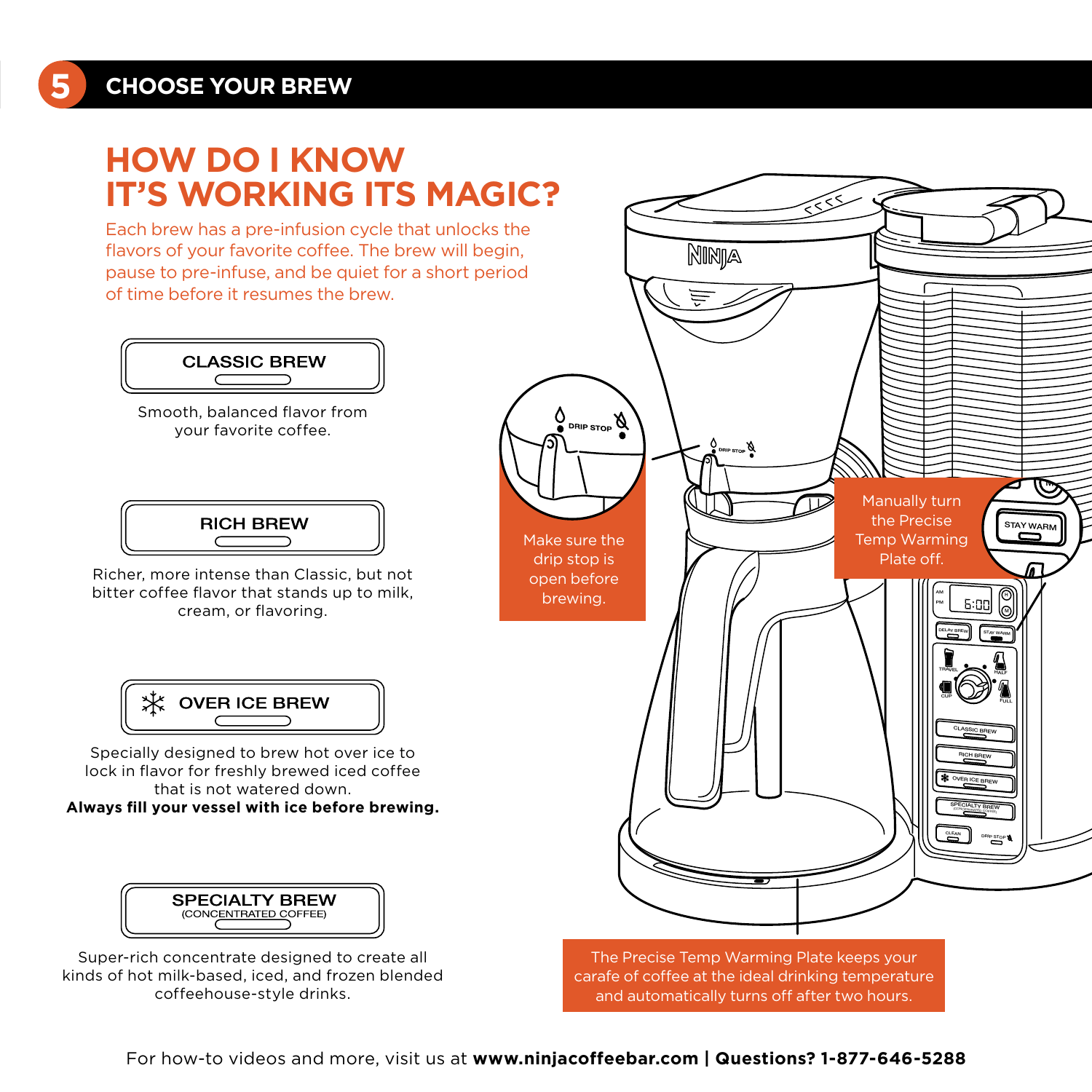## 5 CHOOSE YOUR BREW

# HOW DO I KNOW IT'S WORKING ITS MAGIC?

Each brew has a pre-infusion cycle that unlocks the flavors of your favorite coffee. The brew will begin, pause to pre-infuse, and be quiet for a short period of time before it resumes the brew.

**CLASSIC BREW**

Smooth, balanced flavor from your favorite coffee.

**RICH BREW**

Richer, more intense than Classic, but not bitter coffee flavor that stands up to milk, cream, or flavoring.

**OVER ICE BREW**

Specially designed to brew hot over ice to lock in flavor for freshly brewed iced coffee that is not watered down.
**Always fill your vessel with ice before brewing.**

**SPECIALTY BREW (CONCENTRATED COFFEE)**

Super-rich concentrate designed to create all kinds of hot milk-based, iced, and frozen blended coffeehouse-style drinks.

Make sure the drip stop is open before brewing.

Manually turn the Precise Temp Warming Plate off.

The Precise Temp Warming Plate keeps your carafe of coffee at the ideal drinking temperature and automatically turns off after two hours.

For how-to videos and more, visit us at **www.ninjacoffeebar.com | Questions? 1-877-646-5288**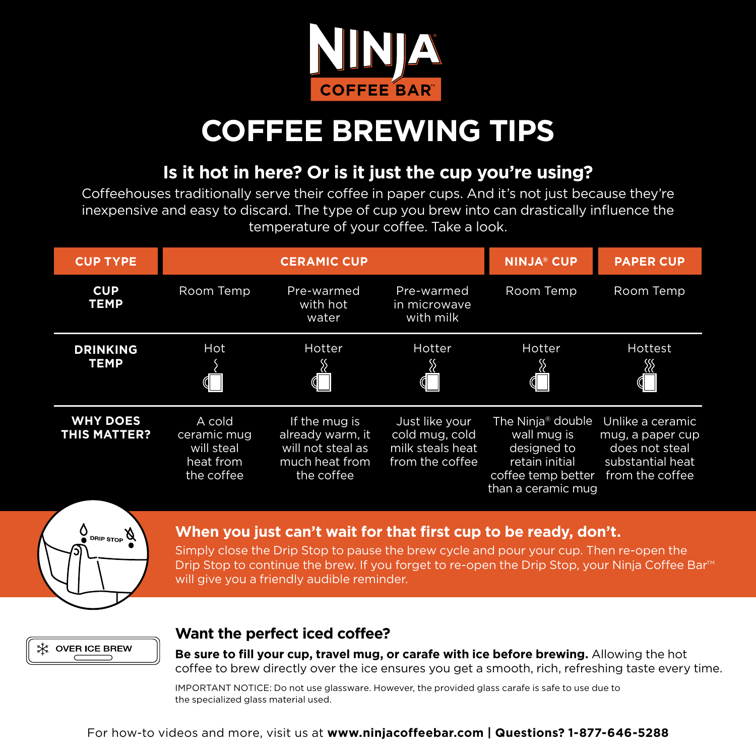# NINJA COFFEE BAR™

# COFFEE BREWING TIPS

## Is it hot in here? Or is it just the cup you're using?

Coffeehouses traditionally serve their coffee in paper cups. And it's not just because they're inexpensive and easy to discard. The type of cup you brew into can drastically influence the temperature of your coffee. Take a look.

| CUP TYPE | CERAMIC CUP | | | NINJA® CUP | PAPER CUP |
|---|---|---|---|---|---|
| **CUP TEMP** | Room Temp | Pre-warmed with hot water | Pre-warmed in microwave with milk | Room Temp | Room Temp |
| **DRINKING TEMP** | Hot | Hotter | Hotter | Hotter | Hottest |
| **WHY DOES THIS MATTER?** | A cold ceramic mug will steal heat from the coffee | If the mug is already warm, it will not steal as much heat from the coffee | Just like your cold mug, cold milk steals heat from the coffee | The Ninja® double wall mug is designed to retain initial coffee temp better than a ceramic mug | Unlike a ceramic mug, a paper cup does not steal substantial heat from the coffee |

DRIP STOP

## When you just can't wait for that first cup to be ready, don't.

Simply close the Drip Stop to pause the brew cycle and pour your cup. Then re-open the Drip Stop to continue the brew. If you forget to re-open the Drip Stop, your Ninja Coffee Bar™ will give you a friendly audible reminder.

OVER ICE BREW

## Want the perfect iced coffee?

**Be sure to fill your cup, travel mug, or carafe with ice before brewing.** Allowing the hot coffee to brew directly over the ice ensures you get a smooth, rich, refreshing taste every time.

IMPORTANT NOTICE: Do not use glassware. However, the provided glass carafe is safe to use due to the specialized glass material used.

For how-to videos and more, visit us at **www.ninjacoffeebar.com | Questions? 1-877-646-5288**